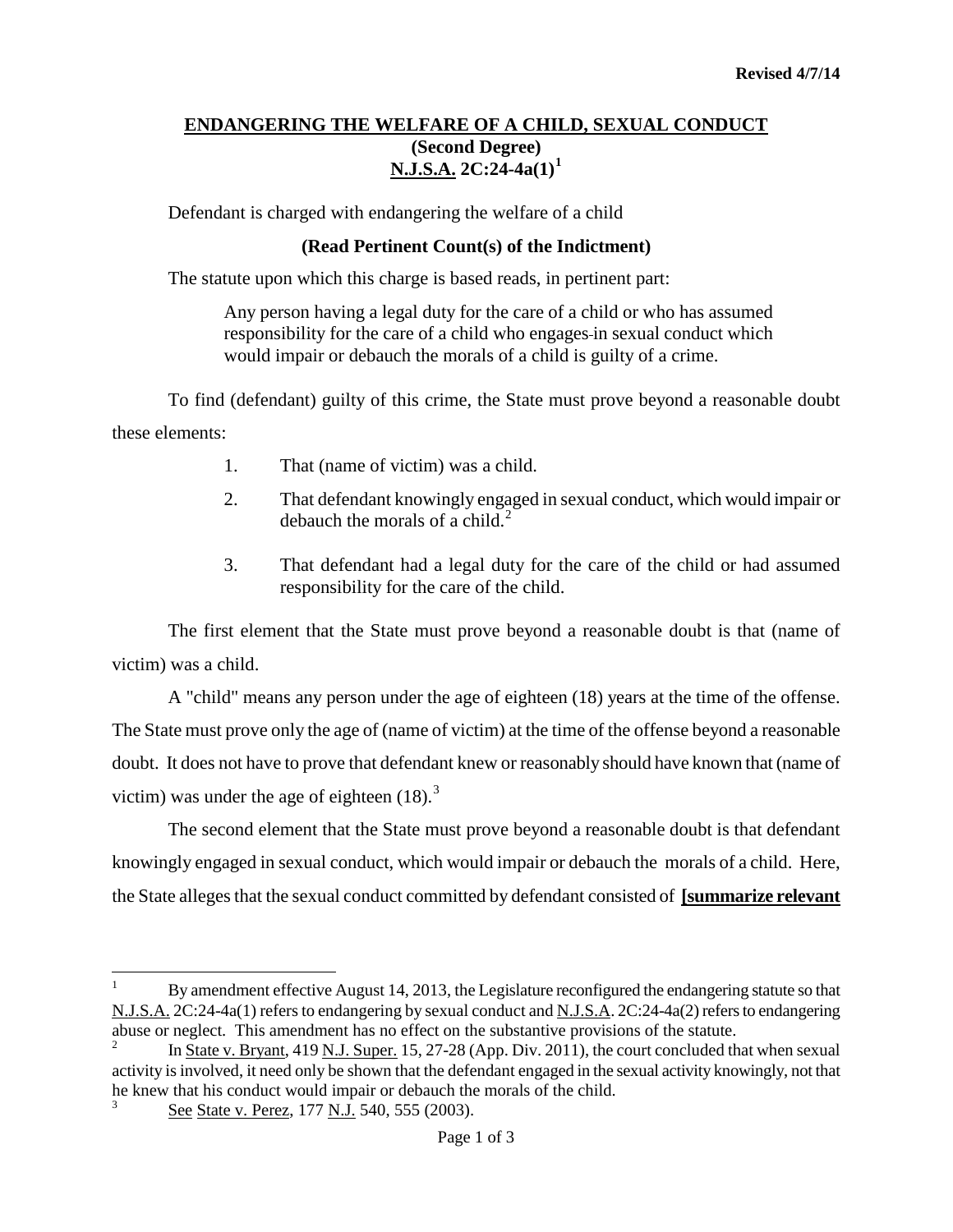Revised 4/7/14

**ENDANGERING THE WELFARE OF A CHILD, SEXUAL CONDUCT**
**(Second Degree)**
**N.J.S.A. 2C:24-4a(1)**[1]

Defendant is charged with endangering the welfare of a child

**(Read Pertinent Count(s) of the Indictment)**

The statute upon which this charge is based reads, in pertinent part:

> Any person having a legal duty for the care of a child or who has assumed responsibility for the care of a child who engages in sexual conduct which would impair or debauch the morals of a child is guilty of a crime.

To find (defendant) guilty of this crime, the State must prove beyond a reasonable doubt these elements:

1. That (name of victim) was a child.
2. That defendant knowingly engaged in sexual conduct, which would impair or debauch the morals of a child.[2]
3. That defendant had a legal duty for the care of the child or had assumed responsibility for the care of the child.

The first element that the State must prove beyond a reasonable doubt is that (name of victim) was a child.

A "child" means any person under the age of eighteen (18) years at the time of the offense. The State must prove only the age of (name of victim) at the time of the offense beyond a reasonable doubt. It does not have to prove that defendant knew or reasonably should have known that (name of victim) was under the age of eighteen (18).[3]

The second element that the State must prove beyond a reasonable doubt is that defendant knowingly engaged in sexual conduct, which would impair or debauch the morals of a child. Here, the State alleges that the sexual conduct committed by defendant consisted of **[summarize relevant**

---

[1] By amendment effective August 14, 2013, the Legislature reconfigured the endangering statute so that N.J.S.A. 2C:24-4a(1) refers to endangering by sexual conduct and N.J.S.A. 2C:24-4a(2) refers to endangering abuse or neglect. This amendment has no effect on the substantive provisions of the statute.

[2] In State v. Bryant, 419 N.J. Super. 15, 27-28 (App. Div. 2011), the court concluded that when sexual activity is involved, it need only be shown that the defendant engaged in the sexual activity knowingly, not that he knew that his conduct would impair or debauch the morals of the child.

[3] See State v. Perez, 177 N.J. 540, 555 (2003).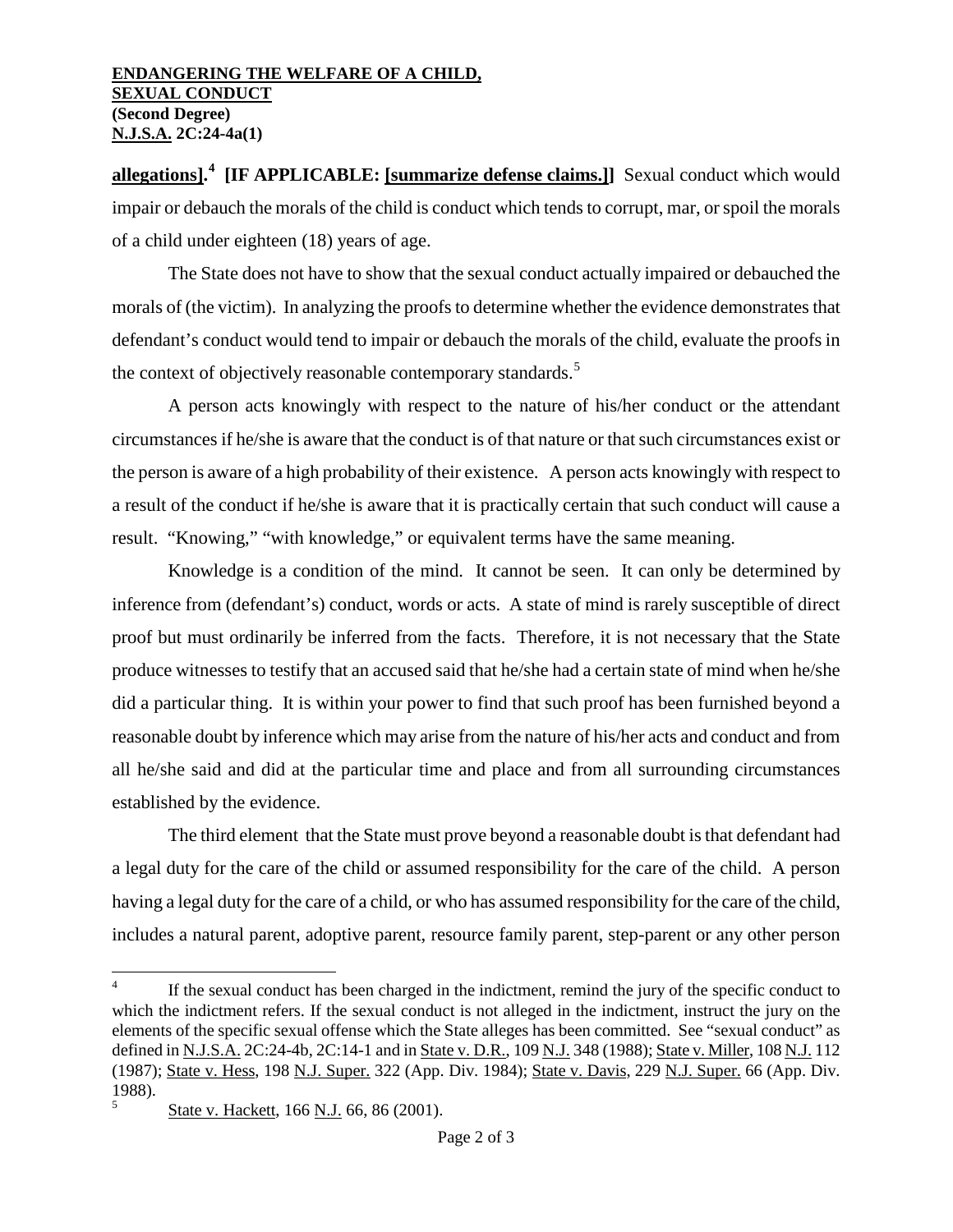**allegations].**[4] **[IF APPLICABLE: [summarize defense claims.]]** Sexual conduct which would impair or debauch the morals of the child is conduct which tends to corrupt, mar, or spoil the morals of a child under eighteen (18) years of age.

The State does not have to show that the sexual conduct actually impaired or debauched the morals of (the victim). In analyzing the proofs to determine whether the evidence demonstrates that defendant's conduct would tend to impair or debauch the morals of the child, evaluate the proofs in the context of objectively reasonable contemporary standards.[5]

A person acts knowingly with respect to the nature of his/her conduct or the attendant circumstances if he/she is aware that the conduct is of that nature or that such circumstances exist or the person is aware of a high probability of their existence. A person acts knowingly with respect to a result of the conduct if he/she is aware that it is practically certain that such conduct will cause a result. "Knowing," "with knowledge," or equivalent terms have the same meaning.

Knowledge is a condition of the mind. It cannot be seen. It can only be determined by inference from (defendant's) conduct, words or acts. A state of mind is rarely susceptible of direct proof but must ordinarily be inferred from the facts. Therefore, it is not necessary that the State produce witnesses to testify that an accused said that he/she had a certain state of mind when he/she did a particular thing. It is within your power to find that such proof has been furnished beyond a reasonable doubt by inference which may arise from the nature of his/her acts and conduct and from all he/she said and did at the particular time and place and from all surrounding circumstances established by the evidence.

The third element that the State must prove beyond a reasonable doubt is that defendant had a legal duty for the care of the child or assumed responsibility for the care of the child. A person having a legal duty for the care of a child, or who has assumed responsibility for the care of the child, includes a natural parent, adoptive parent, resource family parent, step-parent or any other person

---

[4] If the sexual conduct has been charged in the indictment, remind the jury of the specific conduct to which the indictment refers. If the sexual conduct is not alleged in the indictment, instruct the jury on the elements of the specific sexual offense which the State alleges has been committed. See "sexual conduct" as defined in N.J.S.A. 2C:24-4b, 2C:14-1 and in State v. D.R., 109 N.J. 348 (1988); State v. Miller, 108 N.J. 112 (1987); State v. Hess, 198 N.J. Super. 322 (App. Div. 1984); State v. Davis, 229 N.J. Super. 66 (App. Div. 1988).

[5] State v. Hackett, 166 N.J. 66, 86 (2001).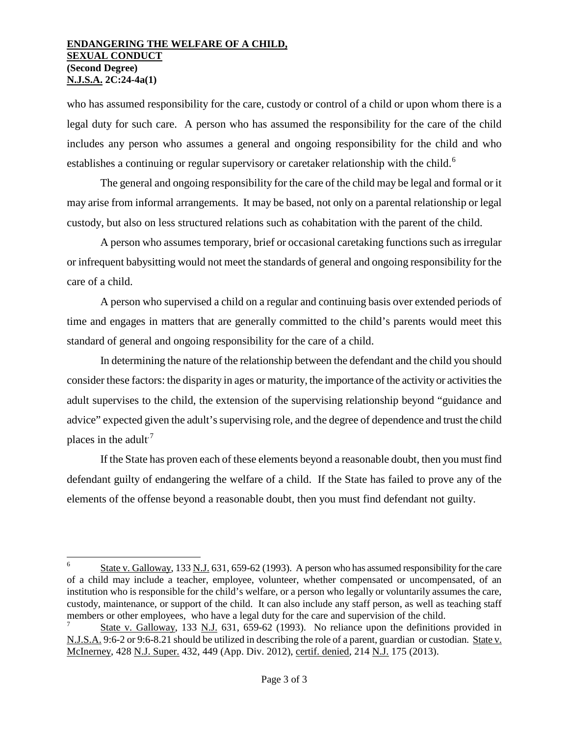who has assumed responsibility for the care, custody or control of a child or upon whom there is a legal duty for such care. A person who has assumed the responsibility for the care of the child includes any person who assumes a general and ongoing responsibility for the child and who establishes a continuing or regular supervisory or caretaker relationship with the child.[6]

The general and ongoing responsibility for the care of the child may be legal and formal or it may arise from informal arrangements. It may be based, not only on a parental relationship or legal custody, but also on less structured relations such as cohabitation with the parent of the child.

A person who assumes temporary, brief or occasional caretaking functions such as irregular or infrequent babysitting would not meet the standards of general and ongoing responsibility for the care of a child.

A person who supervised a child on a regular and continuing basis over extended periods of time and engages in matters that are generally committed to the child's parents would meet this standard of general and ongoing responsibility for the care of a child.

In determining the nature of the relationship between the defendant and the child you should consider these factors: the disparity in ages or maturity, the importance of the activity or activities the adult supervises to the child, the extension of the supervising relationship beyond "guidance and advice" expected given the adult's supervising role, and the degree of dependence and trust the child places in the adult.[7]

If the State has proven each of these elements beyond a reasonable doubt, then you must find defendant guilty of endangering the welfare of a child. If the State has failed to prove any of the elements of the offense beyond a reasonable doubt, then you must find defendant not guilty.

---

[6] State v. Galloway, 133 N.J. 631, 659-62 (1993). A person who has assumed responsibility for the care of a child may include a teacher, employee, volunteer, whether compensated or uncompensated, of an institution who is responsible for the child's welfare, or a person who legally or voluntarily assumes the care, custody, maintenance, or support of the child. It can also include any staff person, as well as teaching staff members or other employees, who have a legal duty for the care and supervision of the child.

[7] State v. Galloway, 133 N.J. 631, 659-62 (1993). No reliance upon the definitions provided in N.J.S.A. 9:6-2 or 9:6-8.21 should be utilized in describing the role of a parent, guardian or custodian. State v. McInerney, 428 N.J. Super. 432, 449 (App. Div. 2012), certif. denied, 214 N.J. 175 (2013).